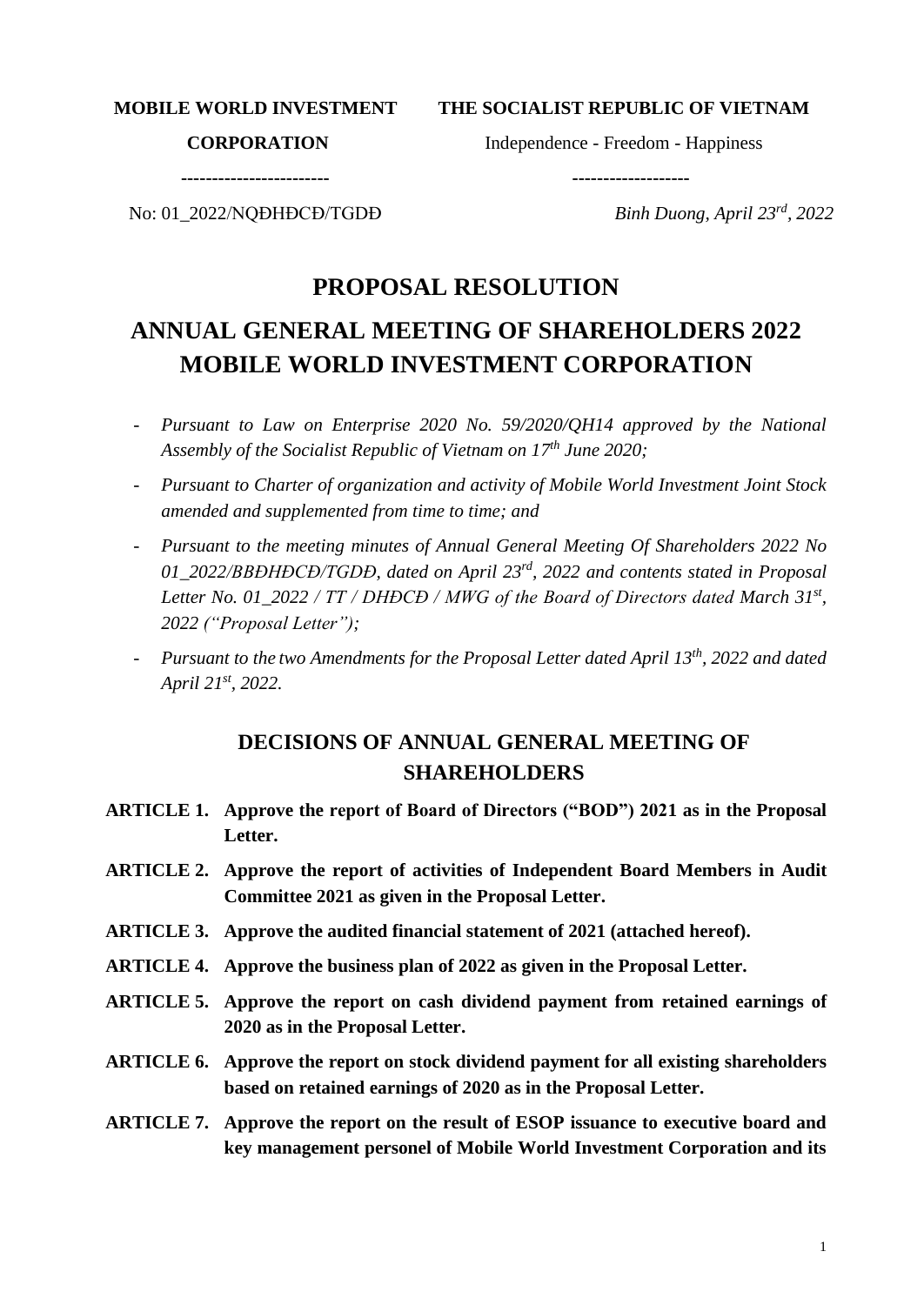**MOBILE WORLD INVESTMENT CORPORATION**

-----------------------

No: 01_2022/NQĐHĐCĐ/TGDĐ

**THE SOCIALIST REPUBLIC OF VIETNAM**

Independence - Freedom - Happiness

-------------------

*Binh Duong, April 23rd, 2022*

# PROPOSAL RESOLUTION

# ANNUAL GENERAL MEETING OF SHAREHOLDERS 2022 MOBILE WORLD INVESTMENT CORPORATION

- *Pursuant to Law on Enterprise 2020 No. 59/2020/QH14 approved by the National Assembly of the Socialist Republic of Vietnam on 17th June 2020;*
- *Pursuant to Charter of organization and activity of Mobile World Investment Joint Stock amended and supplemented from time to time; and*
- *Pursuant to the meeting minutes of Annual General Meeting Of Shareholders 2022 No 01_2022/BBĐHĐCĐ/TGDĐ, dated on April 23rd, 2022 and contents stated in Proposal Letter No. 01_2022 / TT / DHĐCĐ / MWG of the Board of Directors dated March 31st, 2022 ("Proposal Letter");*
- *Pursuant to the two Amendments for the Proposal Letter dated April 13th, 2022 and dated April 21st, 2022.*

## DECISIONS OF ANNUAL GENERAL MEETING OF SHAREHOLDERS

**ARTICLE 1. Approve the report of Board of Directors ("BOD") 2021 as in the Proposal Letter.**

**ARTICLE 2. Approve the report of activities of Independent Board Members in Audit Committee 2021 as given in the Proposal Letter.**

**ARTICLE 3. Approve the audited financial statement of 2021 (attached hereof).**

**ARTICLE 4. Approve the business plan of 2022 as given in the Proposal Letter.**

**ARTICLE 5. Approve the report on cash dividend payment from retained earnings of 2020 as in the Proposal Letter.**

**ARTICLE 6. Approve the report on stock dividend payment for all existing shareholders based on retained earnings of 2020 as in the Proposal Letter.**

**ARTICLE 7. Approve the report on the result of ESOP issuance to executive board and key management personel of Mobile World Investment Corporation and its**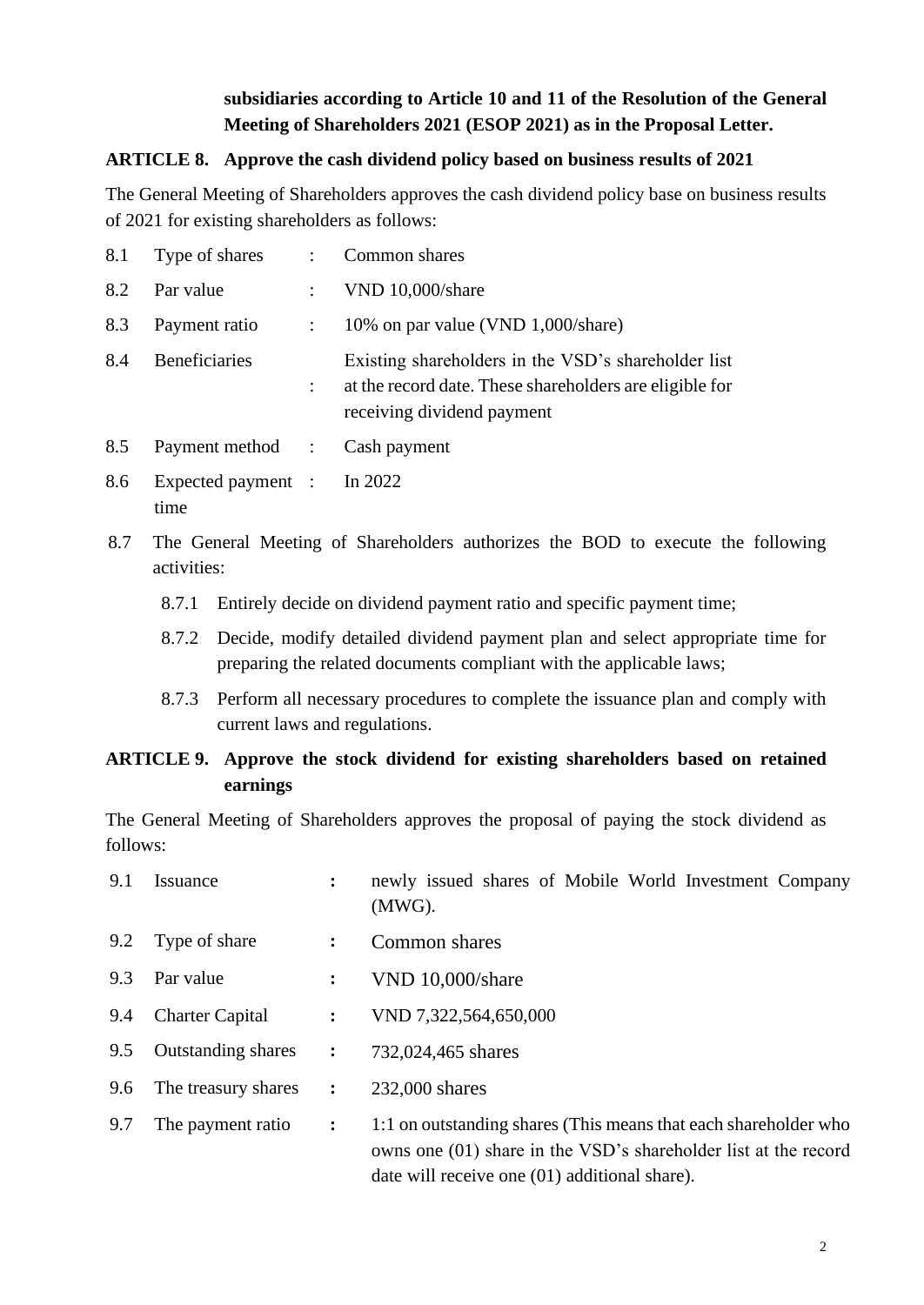**subsidiaries according to Article 10 and 11 of the Resolution of the General Meeting of Shareholders 2021 (ESOP 2021) as in the Proposal Letter.**

## ARTICLE 8. Approve the cash dividend policy based on business results of 2021

The General Meeting of Shareholders approves the cash dividend policy base on business results of 2021 for existing shareholders as follows:

| | | | |
|---|---|---|---|
| 8.1 | Type of shares | : | Common shares |
| 8.2 | Par value | : | VND 10,000/share |
| 8.3 | Payment ratio | : | 10% on par value (VND 1,000/share) |
| 8.4 | Beneficiaries | : | Existing shareholders in the VSD's shareholder list at the record date. These shareholders are eligible for receiving dividend payment |
| 8.5 | Payment method | : | Cash payment |
| 8.6 | Expected payment time | : | In 2022 |

8.7 The General Meeting of Shareholders authorizes the BOD to execute the following activities:

- 8.7.1 Entirely decide on dividend payment ratio and specific payment time;
- 8.7.2 Decide, modify detailed dividend payment plan and select appropriate time for preparing the related documents compliant with the applicable laws;
- 8.7.3 Perform all necessary procedures to complete the issuance plan and comply with current laws and regulations.

## ARTICLE 9. Approve the stock dividend for existing shareholders based on retained earnings

The General Meeting of Shareholders approves the proposal of paying the stock dividend as follows:

| | | | |
|---|---|---|---|
| 9.1 | Issuance | : | newly issued shares of Mobile World Investment Company (MWG). |
| 9.2 | Type of share | : | Common shares |
| 9.3 | Par value | : | VND 10,000/share |
| 9.4 | Charter Capital | : | VND 7,322,564,650,000 |
| 9.5 | Outstanding shares | : | 732,024,465 shares |
| 9.6 | The treasury shares | : | 232,000 shares |
| 9.7 | The payment ratio | : | 1:1 on outstanding shares (This means that each shareholder who owns one (01) share in the VSD's shareholder list at the record date will receive one (01) additional share). |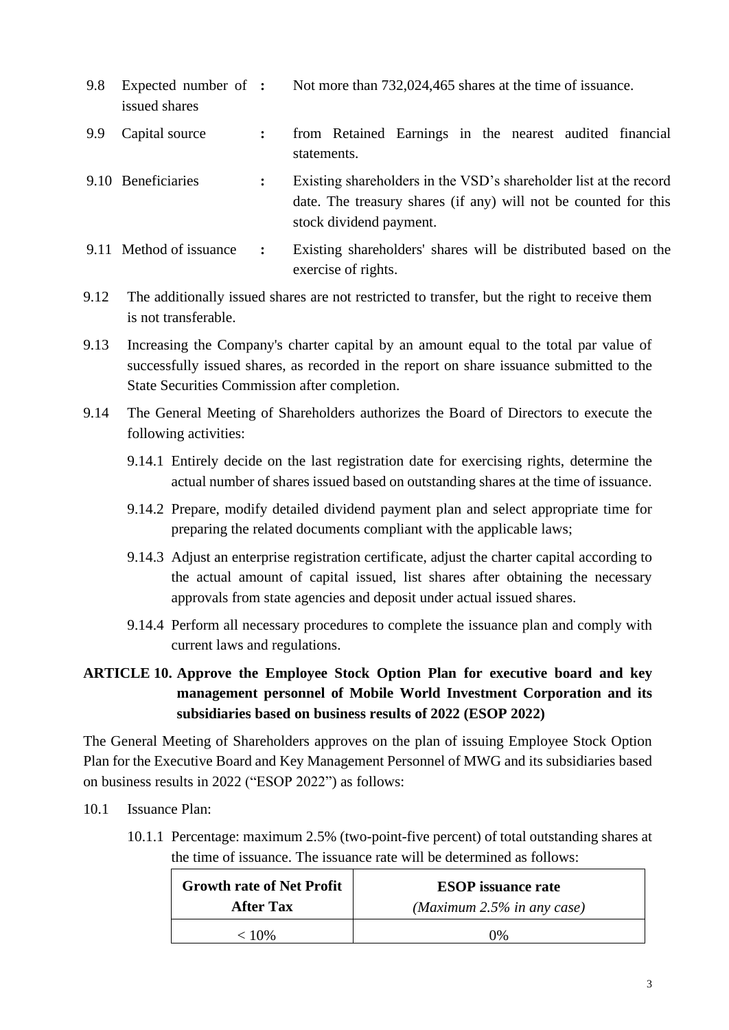9.8 Expected number of issued shares : Not more than 732,024,465 shares at the time of issuance.

9.9 Capital source : from Retained Earnings in the nearest audited financial statements.

9.10 Beneficiaries : Existing shareholders in the VSD's shareholder list at the record date. The treasury shares (if any) will not be counted for this stock dividend payment.

9.11 Method of issuance : Existing shareholders' shares will be distributed based on the exercise of rights.

9.12 The additionally issued shares are not restricted to transfer, but the right to receive them is not transferable.

9.13 Increasing the Company's charter capital by an amount equal to the total par value of successfully issued shares, as recorded in the report on share issuance submitted to the State Securities Commission after completion.

9.14 The General Meeting of Shareholders authorizes the Board of Directors to execute the following activities:

9.14.1 Entirely decide on the last registration date for exercising rights, determine the actual number of shares issued based on outstanding shares at the time of issuance.

9.14.2 Prepare, modify detailed dividend payment plan and select appropriate time for preparing the related documents compliant with the applicable laws;

9.14.3 Adjust an enterprise registration certificate, adjust the charter capital according to the actual amount of capital issued, list shares after obtaining the necessary approvals from state agencies and deposit under actual issued shares.

9.14.4 Perform all necessary procedures to complete the issuance plan and comply with current laws and regulations.

## ARTICLE 10. Approve the Employee Stock Option Plan for executive board and key management personnel of Mobile World Investment Corporation and its subsidiaries based on business results of 2022 (ESOP 2022)

The General Meeting of Shareholders approves on the plan of issuing Employee Stock Option Plan for the Executive Board and Key Management Personnel of MWG and its subsidiaries based on business results in 2022 ("ESOP 2022") as follows:

10.1 Issuance Plan:

10.1.1 Percentage: maximum 2.5% (two-point-five percent) of total outstanding shares at the time of issuance. The issuance rate will be determined as follows:

| **Growth rate of Net Profit After Tax** | **ESOP issuance rate** *(Maximum 2.5% in any case)* |
|---|---|
| < 10% | 0% |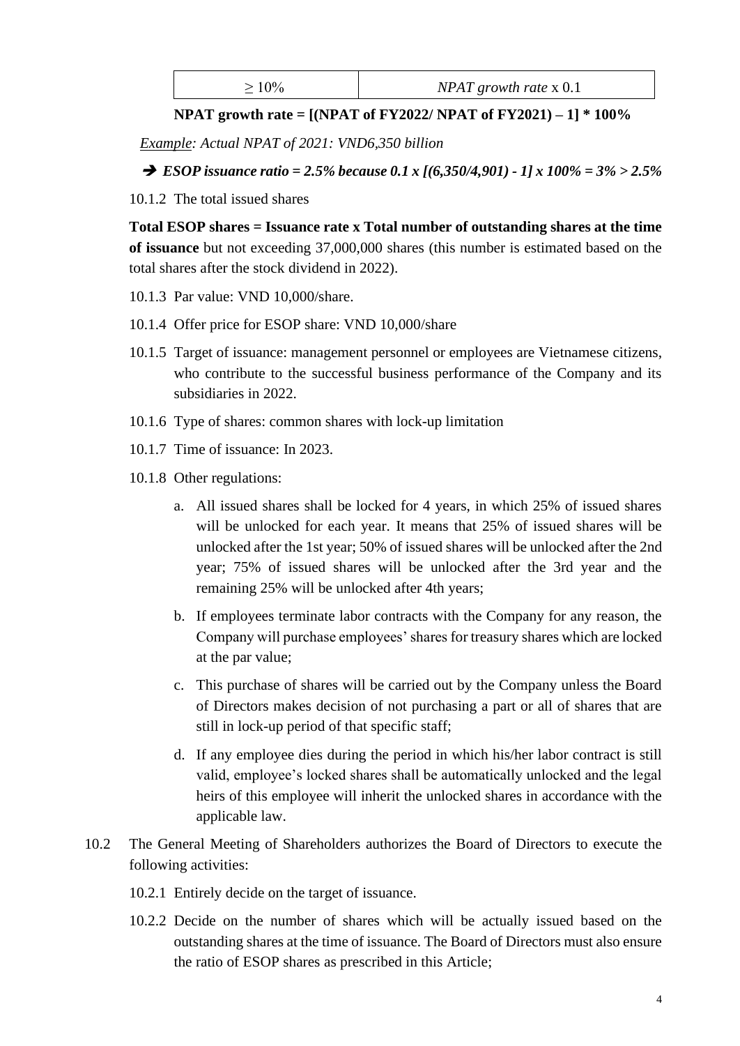| $\geq 10\%$ | *NPAT growth rate* x 0.1 |
|---|---|

**NPAT growth rate = [(NPAT of FY2022/ NPAT of FY2021) – 1] * 100%**

*Example: Actual NPAT of 2021: VND6,350 billion*

➔ ***ESOP issuance ratio = 2.5% because 0.1 x [(6,350/4,901) - 1] x 100% = 3% > 2.5%***

10.1.2 The total issued shares

**Total ESOP shares = Issuance rate x Total number of outstanding shares at the time of issuance** but not exceeding 37,000,000 shares (this number is estimated based on the total shares after the stock dividend in 2022).

10.1.3 Par value: VND 10,000/share.

10.1.4 Offer price for ESOP share: VND 10,000/share

10.1.5 Target of issuance: management personnel or employees are Vietnamese citizens, who contribute to the successful business performance of the Company and its subsidiaries in 2022.

10.1.6 Type of shares: common shares with lock-up limitation

10.1.7 Time of issuance: In 2023.

10.1.8 Other regulations:

a. All issued shares shall be locked for 4 years, in which 25% of issued shares will be unlocked for each year. It means that 25% of issued shares will be unlocked after the 1st year; 50% of issued shares will be unlocked after the 2nd year; 75% of issued shares will be unlocked after the 3rd year and the remaining 25% will be unlocked after 4th years;

b. If employees terminate labor contracts with the Company for any reason, the Company will purchase employees' shares for treasury shares which are locked at the par value;

c. This purchase of shares will be carried out by the Company unless the Board of Directors makes decision of not purchasing a part or all of shares that are still in lock-up period of that specific staff;

d. If any employee dies during the period in which his/her labor contract is still valid, employee's locked shares shall be automatically unlocked and the legal heirs of this employee will inherit the unlocked shares in accordance with the applicable law.

10.2 The General Meeting of Shareholders authorizes the Board of Directors to execute the following activities:

10.2.1 Entirely decide on the target of issuance.

10.2.2 Decide on the number of shares which will be actually issued based on the outstanding shares at the time of issuance. The Board of Directors must also ensure the ratio of ESOP shares as prescribed in this Article;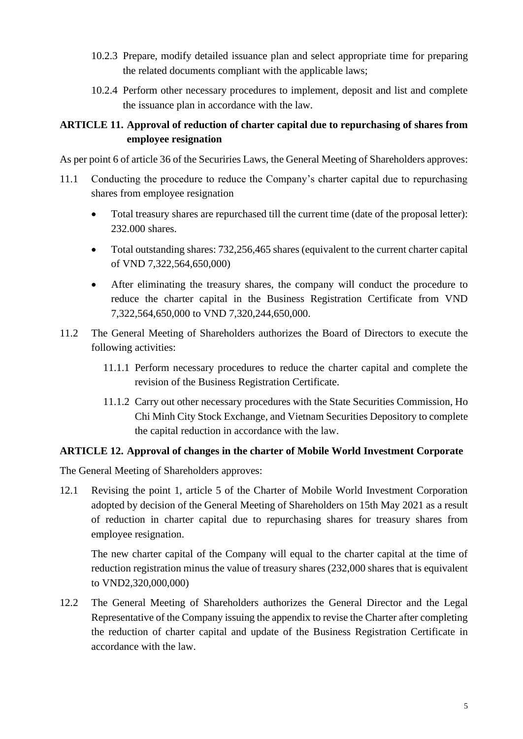10.2.3 Prepare, modify detailed issuance plan and select appropriate time for preparing the related documents compliant with the applicable laws;

10.2.4 Perform other necessary procedures to implement, deposit and list and complete the issuance plan in accordance with the law.

## ARTICLE 11. Approval of reduction of charter capital due to repurchasing of shares from employee resignation

As per point 6 of article 36 of the Securiries Laws, the General Meeting of Shareholders approves:

11.1 Conducting the procedure to reduce the Company's charter capital due to repurchasing shares from employee resignation

- Total treasury shares are repurchased till the current time (date of the proposal letter): 232.000 shares.
- Total outstanding shares: 732,256,465 shares (equivalent to the current charter capital of VND 7,322,564,650,000)
- After eliminating the treasury shares, the company will conduct the procedure to reduce the charter capital in the Business Registration Certificate from VND 7,322,564,650,000 to VND 7,320,244,650,000.

11.2 The General Meeting of Shareholders authorizes the Board of Directors to execute the following activities:

11.1.1 Perform necessary procedures to reduce the charter capital and complete the revision of the Business Registration Certificate.

11.1.2 Carry out other necessary procedures with the State Securities Commission, Ho Chi Minh City Stock Exchange, and Vietnam Securities Depository to complete the capital reduction in accordance with the law.

## ARTICLE 12. Approval of changes in the charter of Mobile World Investment Corporate

The General Meeting of Shareholders approves:

12.1 Revising the point 1, article 5 of the Charter of Mobile World Investment Corporation adopted by decision of the General Meeting of Shareholders on 15th May 2021 as a result of reduction in charter capital due to repurchasing shares for treasury shares from employee resignation.

The new charter capital of the Company will equal to the charter capital at the time of reduction registration minus the value of treasury shares (232,000 shares that is equivalent to VND2,320,000,000)

12.2 The General Meeting of Shareholders authorizes the General Director and the Legal Representative of the Company issuing the appendix to revise the Charter after completing the reduction of charter capital and update of the Business Registration Certificate in accordance with the law.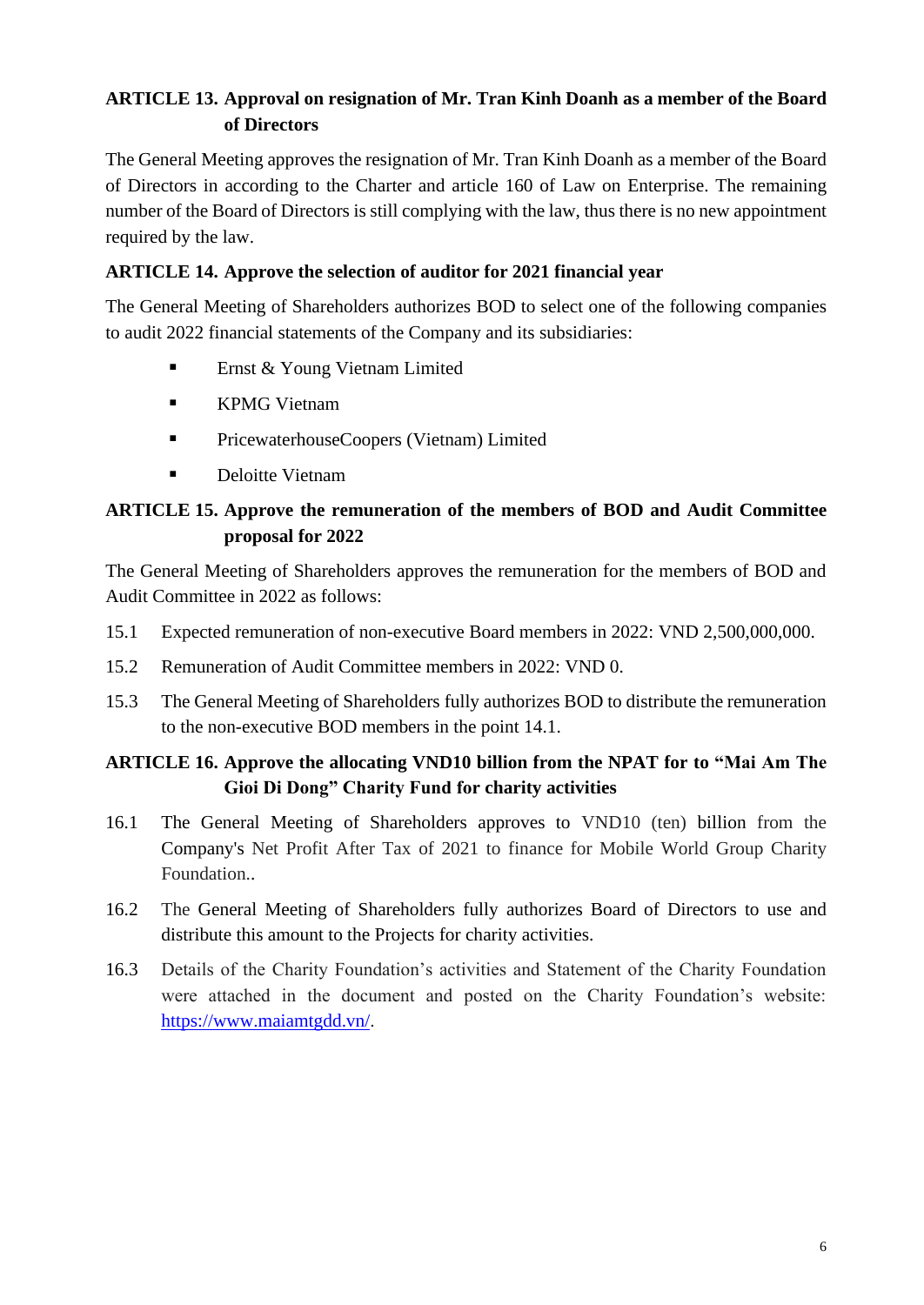**ARTICLE 13. Approval on resignation of Mr. Tran Kinh Doanh as a member of the Board of Directors**

The General Meeting approves the resignation of Mr. Tran Kinh Doanh as a member of the Board of Directors in according to the Charter and article 160 of Law on Enterprise. The remaining number of the Board of Directors is still complying with the law, thus there is no new appointment required by the law.

**ARTICLE 14. Approve the selection of auditor for 2021 financial year**

The General Meeting of Shareholders authorizes BOD to select one of the following companies to audit 2022 financial statements of the Company and its subsidiaries:

- Ernst & Young Vietnam Limited
- KPMG Vietnam
- PricewaterhouseCoopers (Vietnam) Limited
- Deloitte Vietnam

**ARTICLE 15. Approve the remuneration of the members of BOD and Audit Committee proposal for 2022**

The General Meeting of Shareholders approves the remuneration for the members of BOD and Audit Committee in 2022 as follows:

15.1 Expected remuneration of non-executive Board members in 2022: VND 2,500,000,000.

15.2 Remuneration of Audit Committee members in 2022: VND 0.

15.3 The General Meeting of Shareholders fully authorizes BOD to distribute the remuneration to the non-executive BOD members in the point 14.1.

**ARTICLE 16. Approve the allocating VND10 billion from the NPAT for to "Mai Am The Gioi Di Dong" Charity Fund for charity activities**

16.1 The General Meeting of Shareholders approves to VND10 (ten) billion from the Company's Net Profit After Tax of 2021 to finance for Mobile World Group Charity Foundation..

16.2 The General Meeting of Shareholders fully authorizes Board of Directors to use and distribute this amount to the Projects for charity activities.

16.3 Details of the Charity Foundation's activities and Statement of the Charity Foundation were attached in the document and posted on the Charity Foundation's website: https://www.maiamtgdd.vn/.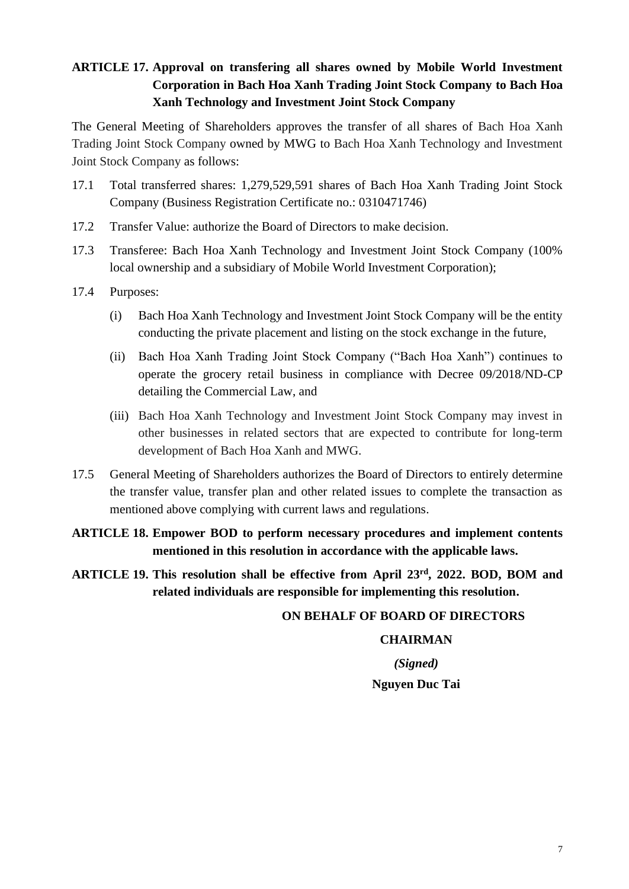**ARTICLE 17. Approval on transfering all shares owned by Mobile World Investment Corporation in Bach Hoa Xanh Trading Joint Stock Company to Bach Hoa Xanh Technology and Investment Joint Stock Company**

The General Meeting of Shareholders approves the transfer of all shares of Bach Hoa Xanh Trading Joint Stock Company owned by MWG to Bach Hoa Xanh Technology and Investment Joint Stock Company as follows:

17.1 Total transferred shares: 1,279,529,591 shares of Bach Hoa Xanh Trading Joint Stock Company (Business Registration Certificate no.: 0310471746)

17.2 Transfer Value: authorize the Board of Directors to make decision.

17.3 Transferee: Bach Hoa Xanh Technology and Investment Joint Stock Company (100% local ownership and a subsidiary of Mobile World Investment Corporation);

17.4 Purposes:

(i) Bach Hoa Xanh Technology and Investment Joint Stock Company will be the entity conducting the private placement and listing on the stock exchange in the future,

(ii) Bach Hoa Xanh Trading Joint Stock Company ("Bach Hoa Xanh") continues to operate the grocery retail business in compliance with Decree 09/2018/ND-CP detailing the Commercial Law, and

(iii) Bach Hoa Xanh Technology and Investment Joint Stock Company may invest in other businesses in related sectors that are expected to contribute for long-term development of Bach Hoa Xanh and MWG.

17.5 General Meeting of Shareholders authorizes the Board of Directors to entirely determine the transfer value, transfer plan and other related issues to complete the transaction as mentioned above complying with current laws and regulations.

**ARTICLE 18. Empower BOD to perform necessary procedures and implement contents mentioned in this resolution in accordance with the applicable laws.**

**ARTICLE 19. This resolution shall be effective from April 23rd, 2022. BOD, BOM and related individuals are responsible for implementing this resolution.**

**ON BEHALF OF BOARD OF DIRECTORS**

**CHAIRMAN**

***(Signed)***

**Nguyen Duc Tai**